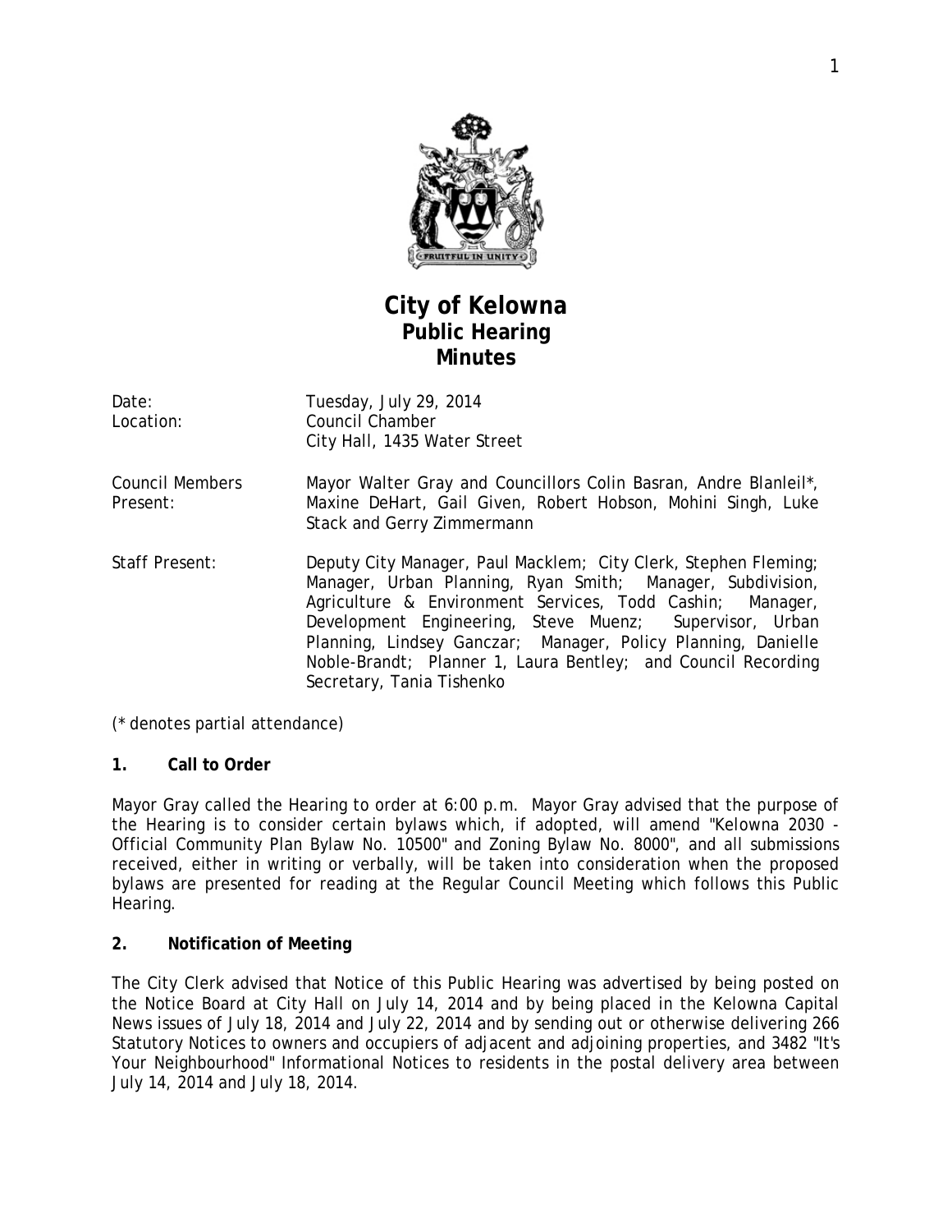# City of Kelowna
## Public Hearing
## Minutes

| | |
|---|---|
| Date: | Tuesday, July 29, 2014 |
| Location: | Council Chamber<br>City Hall, 1435 Water Street |
| Council Members Present: | Mayor Walter Gray and Councillors Colin Basran, Andre Blanleil*, Maxine DeHart, Gail Given, Robert Hobson, Mohini Singh, Luke Stack and Gerry Zimmermann |
| Staff Present: | Deputy City Manager, Paul Macklem; City Clerk, Stephen Fleming; Manager, Urban Planning, Ryan Smith; Manager, Subdivision, Agriculture & Environment Services, Todd Cashin; Manager, Development Engineering, Steve Muenz; Supervisor, Urban Planning, Lindsey Ganczar; Manager, Policy Planning, Danielle Noble-Brandt; Planner 1, Laura Bentley; and Council Recording Secretary, Tania Tishenko |

(* denotes partial attendance)

### 1. Call to Order

Mayor Gray called the Hearing to order at 6:00 p.m. Mayor Gray advised that the purpose of the Hearing is to consider certain bylaws which, if adopted, will amend "Kelowna 2030 - Official Community Plan Bylaw No. 10500" and Zoning Bylaw No. 8000", and all submissions received, either in writing or verbally, will be taken into consideration when the proposed bylaws are presented for reading at the Regular Council Meeting which follows this Public Hearing.

### 2. Notification of Meeting

The City Clerk advised that Notice of this Public Hearing was advertised by being posted on the Notice Board at City Hall on July 14, 2014 and by being placed in the Kelowna Capital News issues of July 18, 2014 and July 22, 2014 and by sending out or otherwise delivering 266 Statutory Notices to owners and occupiers of adjacent and adjoining properties, and 3482 "It's Your Neighbourhood" Informational Notices to residents in the postal delivery area between July 14, 2014 and July 18, 2014.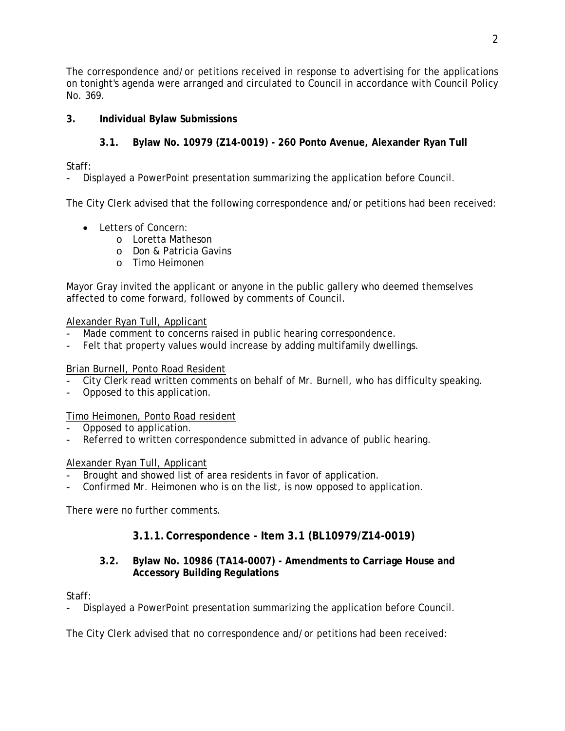The correspondence and/or petitions received in response to advertising for the applications on tonight's agenda were arranged and circulated to Council in accordance with Council Policy No. 369.

## 3. Individual Bylaw Submissions

### 3.1. Bylaw No. 10979 (Z14-0019) - 260 Ponto Avenue, Alexander Ryan Tull

Staff:

- Displayed a PowerPoint presentation summarizing the application before Council.

The City Clerk advised that the following correspondence and/or petitions had been received:

- Letters of Concern:
  - Loretta Matheson
  - Don & Patricia Gavins
  - Timo Heimonen

Mayor Gray invited the applicant or anyone in the public gallery who deemed themselves affected to come forward, followed by comments of Council.

Alexander Ryan Tull, Applicant

- Made comment to concerns raised in public hearing correspondence.
- Felt that property values would increase by adding multifamily dwellings.

Brian Burnell, Ponto Road Resident

- City Clerk read written comments on behalf of Mr. Burnell, who has difficulty speaking.
- Opposed to this application.

Timo Heimonen, Ponto Road resident

- Opposed to application.
- Referred to written correspondence submitted in advance of public hearing.

Alexander Ryan Tull, Applicant

- Brought and showed list of area residents in favor of application.
- Confirmed Mr. Heimonen who is on the list, is now opposed to application.

There were no further comments.

#### 3.1.1. Correspondence - Item 3.1 (BL10979/Z14-0019)

### 3.2. Bylaw No. 10986 (TA14-0007) - Amendments to Carriage House and Accessory Building Regulations

Staff:

- Displayed a PowerPoint presentation summarizing the application before Council.

The City Clerk advised that no correspondence and/or petitions had been received: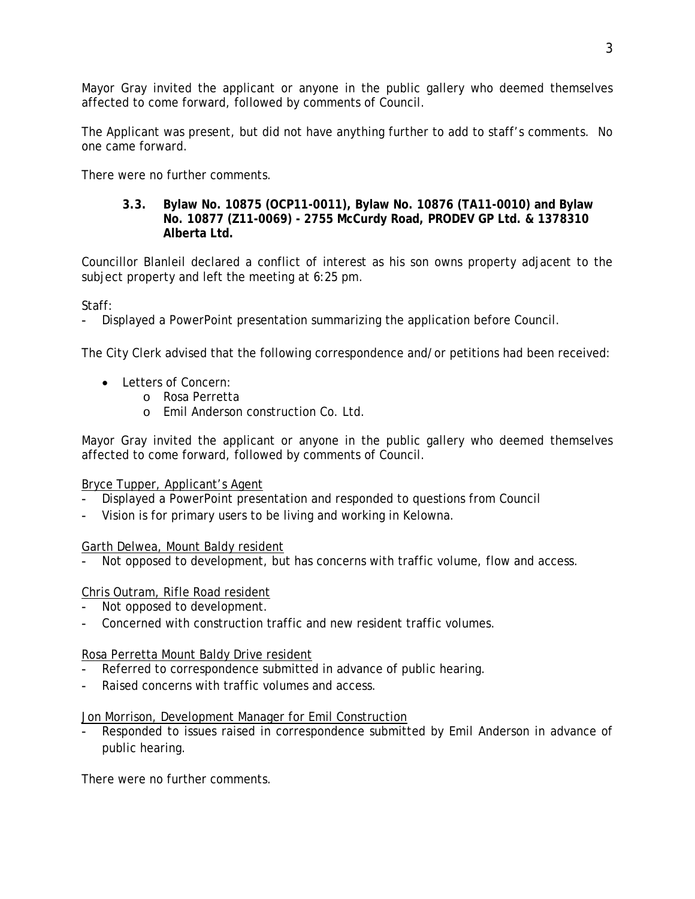Mayor Gray invited the applicant or anyone in the public gallery who deemed themselves affected to come forward, followed by comments of Council.

The Applicant was present, but did not have anything further to add to staff's comments. No one came forward.

There were no further comments.

### 3.3. Bylaw No. 10875 (OCP11-0011), Bylaw No. 10876 (TA11-0010) and Bylaw No. 10877 (Z11-0069) - 2755 McCurdy Road, PRODEV GP Ltd. & 1378310 Alberta Ltd.

Councillor Blanleil declared a conflict of interest as his son owns property adjacent to the subject property and left the meeting at 6:25 pm.

Staff:
- Displayed a PowerPoint presentation summarizing the application before Council.

The City Clerk advised that the following correspondence and/or petitions had been received:

- Letters of Concern:
  - Rosa Perretta
  - Emil Anderson construction Co. Ltd.

Mayor Gray invited the applicant or anyone in the public gallery who deemed themselves affected to come forward, followed by comments of Council.

Bryce Tupper, Applicant's Agent
- Displayed a PowerPoint presentation and responded to questions from Council
- Vision is for primary users to be living and working in Kelowna.

Garth Delwea, Mount Baldy resident
- Not opposed to development, but has concerns with traffic volume, flow and access.

Chris Outram, Rifle Road resident
- Not opposed to development.
- Concerned with construction traffic and new resident traffic volumes.

Rosa Perretta Mount Baldy Drive resident
- Referred to correspondence submitted in advance of public hearing.
- Raised concerns with traffic volumes and access.

Jon Morrison, Development Manager for Emil Construction
- Responded to issues raised in correspondence submitted by Emil Anderson in advance of public hearing.

There were no further comments.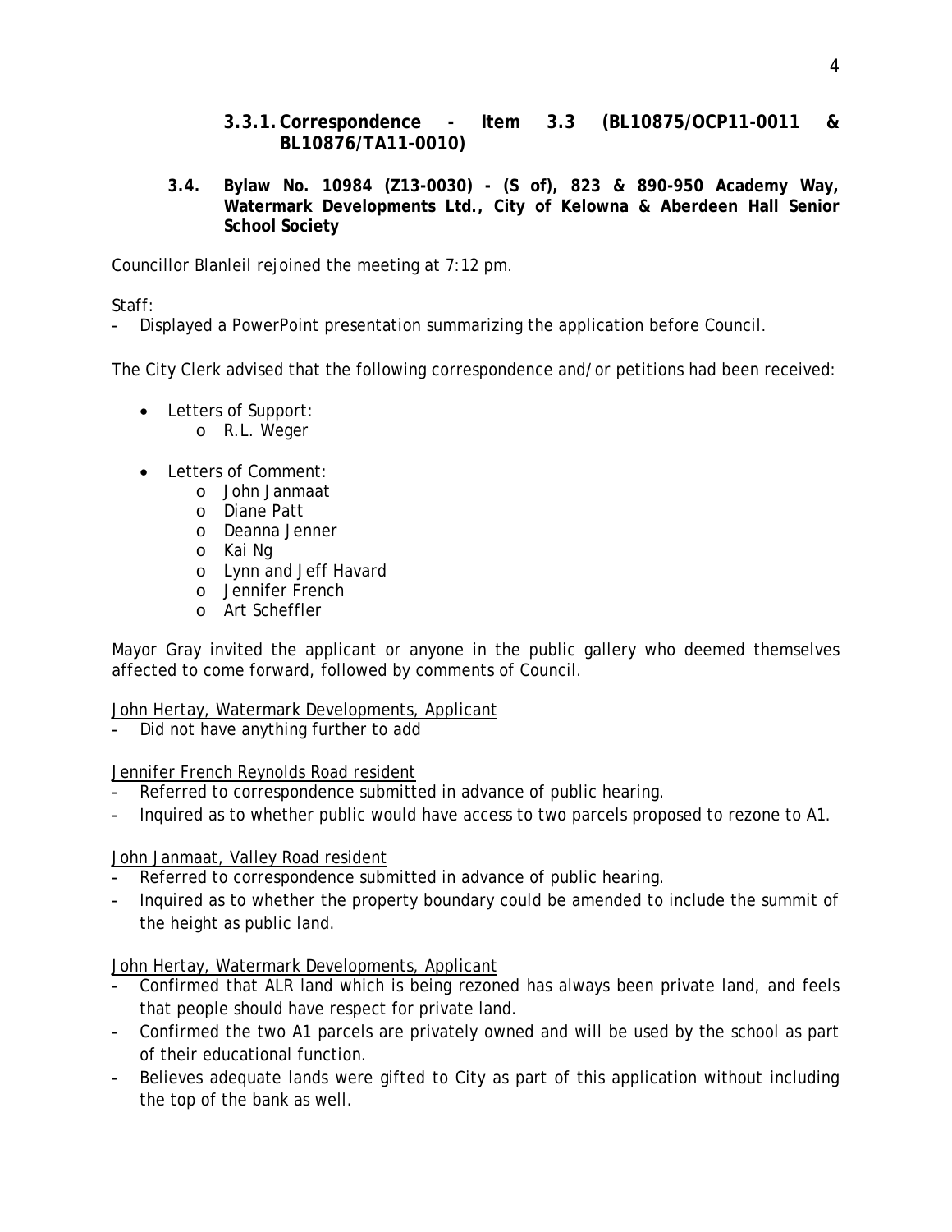#### 3.3.1. Correspondence - Item 3.3 (BL10875/OCP11-0011 & BL10876/TA11-0010)

### 3.4. Bylaw No. 10984 (Z13-0030) - (S of), 823 & 890-950 Academy Way, Watermark Developments Ltd., City of Kelowna & Aberdeen Hall Senior School Society

Councillor Blanleil rejoined the meeting at 7:12 pm.

Staff:
- Displayed a PowerPoint presentation summarizing the application before Council.

The City Clerk advised that the following correspondence and/or petitions had been received:

- Letters of Support:
  - R.L. Weger
- Letters of Comment:
  - John Janmaat
  - Diane Patt
  - Deanna Jenner
  - Kai Ng
  - Lynn and Jeff Havard
  - Jennifer French
  - Art Scheffler

Mayor Gray invited the applicant or anyone in the public gallery who deemed themselves affected to come forward, followed by comments of Council.

John Hertay, Watermark Developments, Applicant
- Did not have anything further to add

Jennifer French Reynolds Road resident
- Referred to correspondence submitted in advance of public hearing.
- Inquired as to whether public would have access to two parcels proposed to rezone to A1.

John Janmaat, Valley Road resident
- Referred to correspondence submitted in advance of public hearing.
- Inquired as to whether the property boundary could be amended to include the summit of the height as public land.

John Hertay, Watermark Developments, Applicant
- Confirmed that ALR land which is being rezoned has always been private land, and feels that people should have respect for private land.
- Confirmed the two A1 parcels are privately owned and will be used by the school as part of their educational function.
- Believes adequate lands were gifted to City as part of this application without including the top of the bank as well.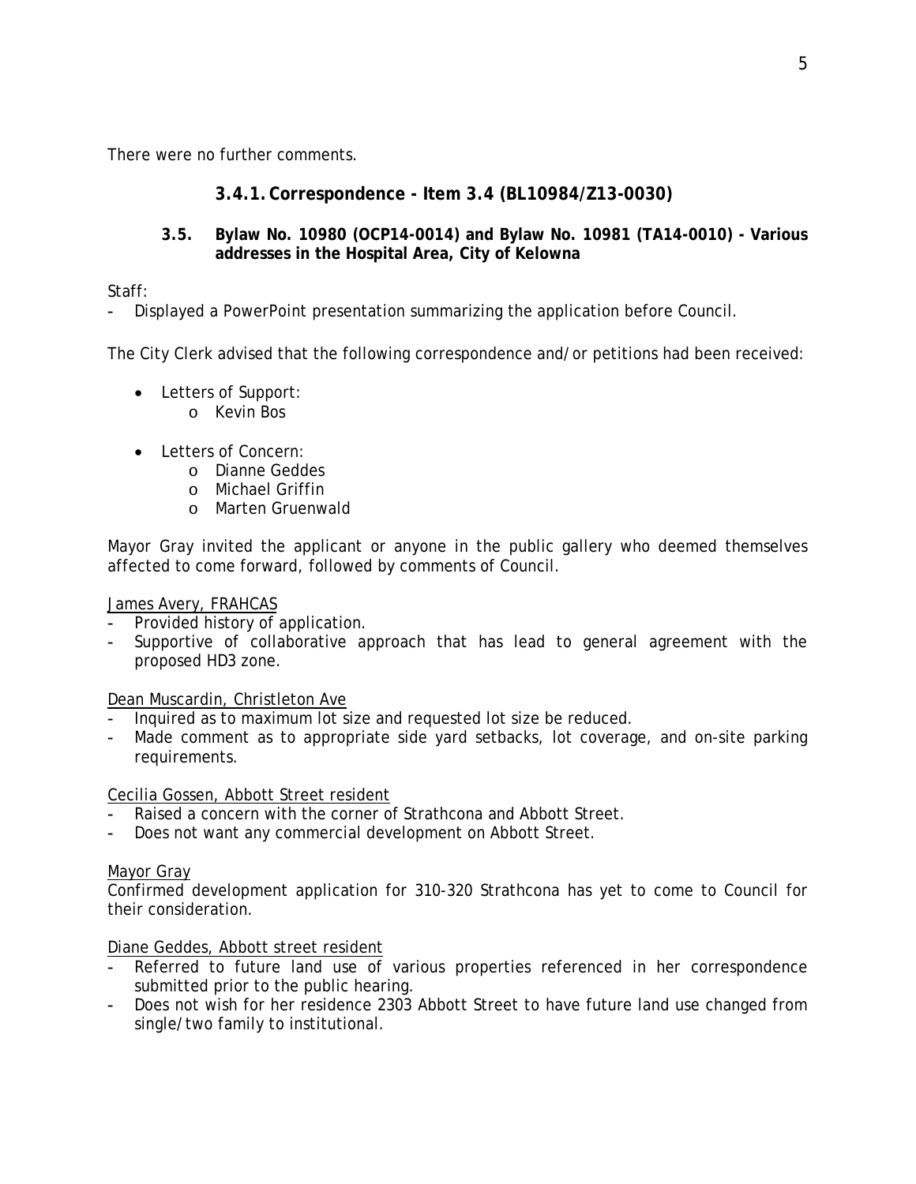There were no further comments.

### 3.4.1. Correspondence - Item 3.4 (BL10984/Z13-0030)

### 3.5. Bylaw No. 10980 (OCP14-0014) and Bylaw No. 10981 (TA14-0010) - Various addresses in the Hospital Area, City of Kelowna

Staff:
- Displayed a PowerPoint presentation summarizing the application before Council.

The City Clerk advised that the following correspondence and/or petitions had been received:

- Letters of Support:
  - Kevin Bos

- Letters of Concern:
  - Dianne Geddes
  - Michael Griffin
  - Marten Gruenwald

Mayor Gray invited the applicant or anyone in the public gallery who deemed themselves affected to come forward, followed by comments of Council.

James Avery, FRAHCAS
- Provided history of application.
- Supportive of collaborative approach that has lead to general agreement with the proposed HD3 zone.

Dean Muscardin, Christleton Ave
- Inquired as to maximum lot size and requested lot size be reduced.
- Made comment as to appropriate side yard setbacks, lot coverage, and on-site parking requirements.

Cecilia Gossen, Abbott Street resident
- Raised a concern with the corner of Strathcona and Abbott Street.
- Does not want any commercial development on Abbott Street.

Mayor Gray
Confirmed development application for 310-320 Strathcona has yet to come to Council for their consideration.

Diane Geddes, Abbott street resident
- Referred to future land use of various properties referenced in her correspondence submitted prior to the public hearing.
- Does not wish for her residence 2303 Abbott Street to have future land use changed from single/two family to institutional.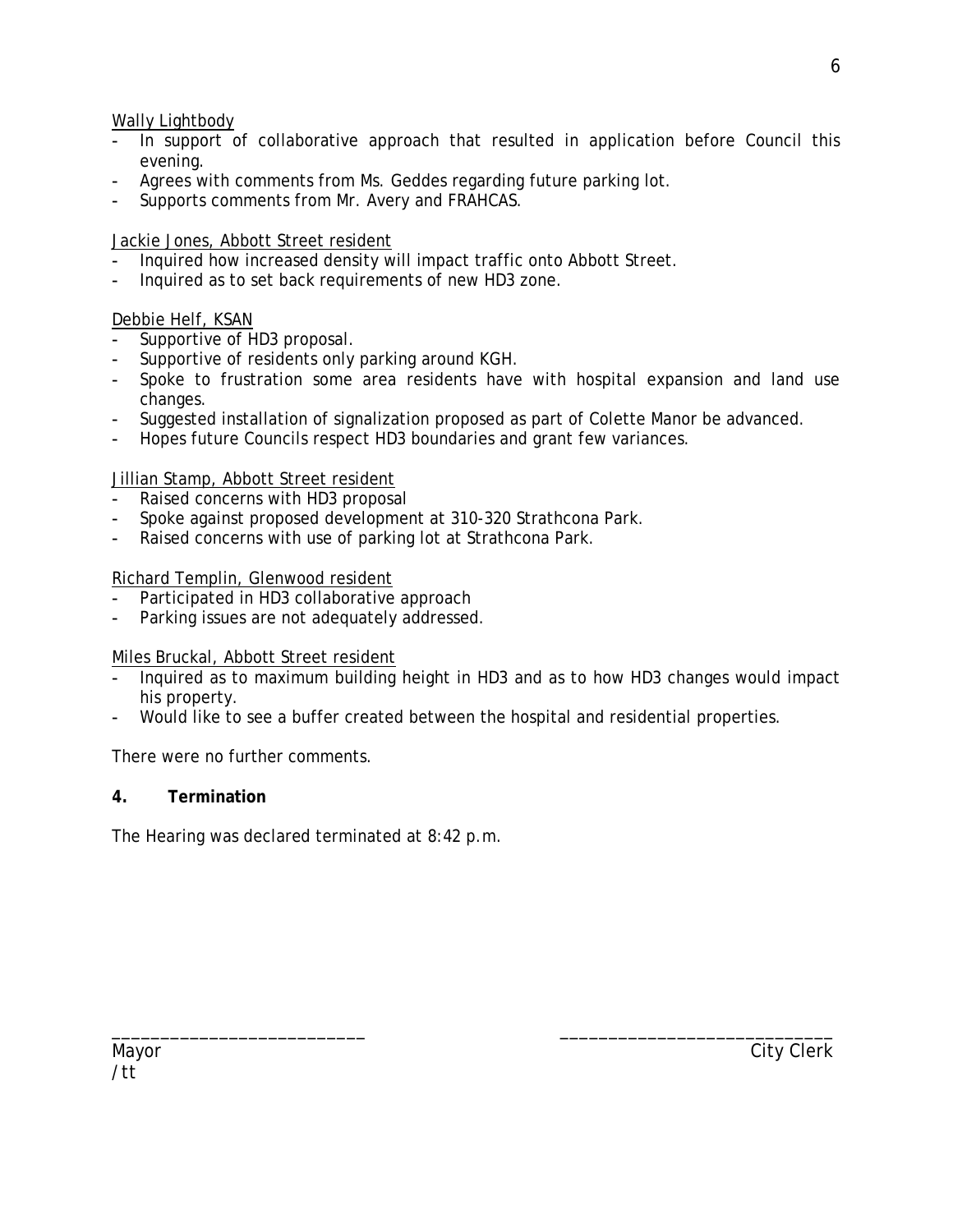Wally Lightbody

- In support of collaborative approach that resulted in application before Council this evening.
- Agrees with comments from Ms. Geddes regarding future parking lot.
- Supports comments from Mr. Avery and FRAHCAS.

Jackie Jones, Abbott Street resident

- Inquired how increased density will impact traffic onto Abbott Street.
- Inquired as to set back requirements of new HD3 zone.

Debbie Helf, KSAN

- Supportive of HD3 proposal.
- Supportive of residents only parking around KGH.
- Spoke to frustration some area residents have with hospital expansion and land use changes.
- Suggested installation of signalization proposed as part of Colette Manor be advanced.
- Hopes future Councils respect HD3 boundaries and grant few variances.

Jillian Stamp, Abbott Street resident

- Raised concerns with HD3 proposal
- Spoke against proposed development at 310-320 Strathcona Park.
- Raised concerns with use of parking lot at Strathcona Park.

Richard Templin, Glenwood resident

- Participated in HD3 collaborative approach
- Parking issues are not adequately addressed.

Miles Bruckal, Abbott Street resident

- Inquired as to maximum building height in HD3 and as to how HD3 changes would impact his property.
- Would like to see a buffer created between the hospital and residential properties.

There were no further comments.

**4. Termination**

The Hearing was declared terminated at 8:42 p.m.

\_\_\_\_\_\_\_\_\_\_\_\_\_\_\_\_\_\_\_\_\_\_\_\_\_\_ \_\_\_\_\_\_\_\_\_\_\_\_\_\_\_\_\_\_\_\_\_\_\_\_\_\_\_\_

Mayor City Clerk

/tt